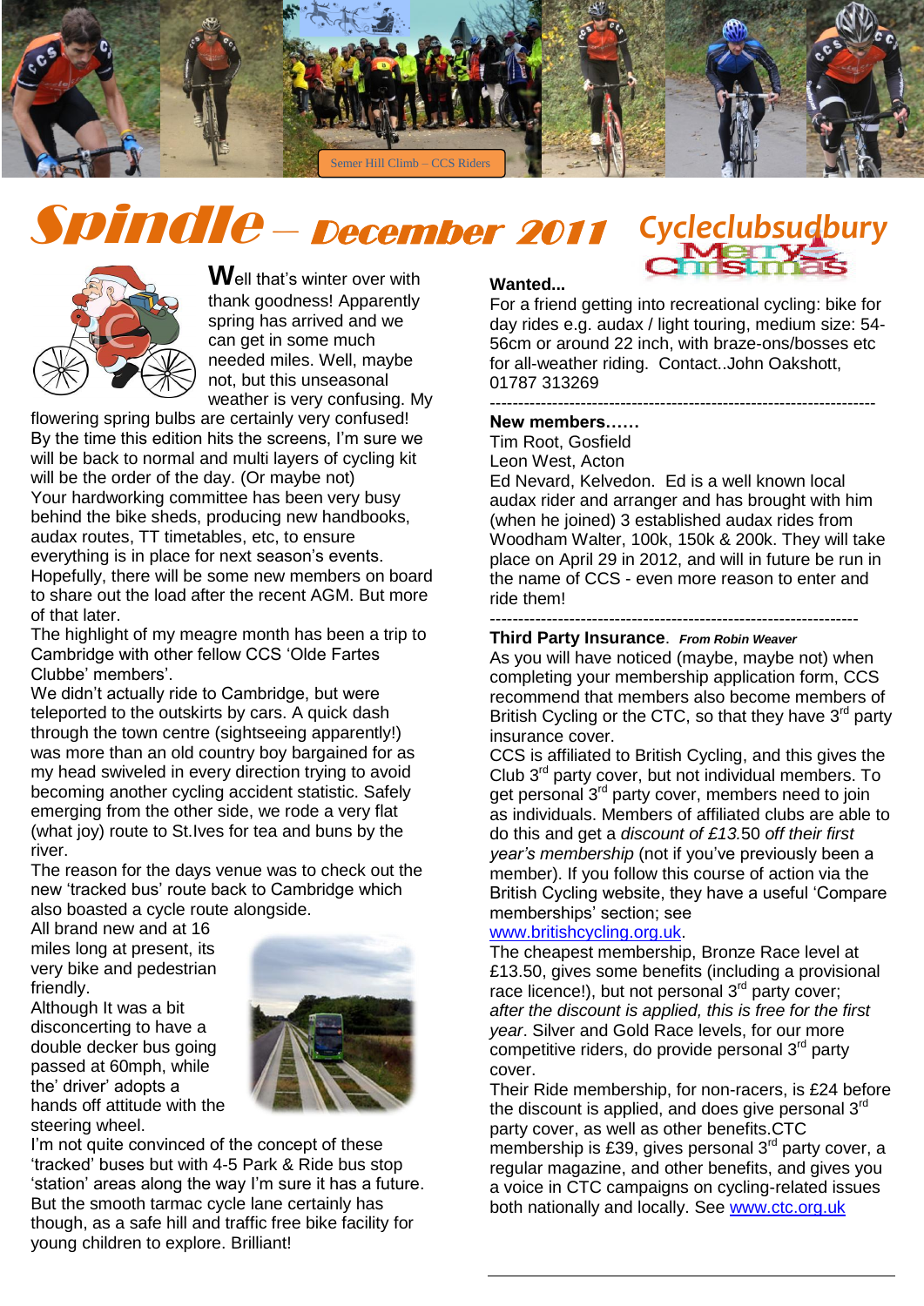Semer Hill Climb – CCS Riders

# Spindle – December 2011

Cycleclubsudbury

Merry Christmas

**W**ell that's winter over with thank goodness! Apparently spring has arrived and we can get in some much needed miles. Well, maybe not, but this unseasonal weather is very confusing. My flowering spring bulbs are certainly very confused! By the time this edition hits the screens, I'm sure we will be back to normal and multi layers of cycling kit will be the order of the day. (Or maybe not)

Your hardworking committee has been very busy behind the bike sheds, producing new handbooks, audax routes, TT timetables, etc, to ensure everything is in place for next season's events. Hopefully, there will be some new members on board to share out the load after the recent AGM. But more of that later.

The highlight of my meagre month has been a trip to Cambridge with other fellow CCS 'Olde Fartes Clubbe' members'.

We didn't actually ride to Cambridge, but were teleported to the outskirts by cars. A quick dash through the town centre (sightseeing apparently!) was more than an old country boy bargained for as my head swiveled in every direction trying to avoid becoming another cycling accident statistic. Safely emerging from the other side, we rode a very flat (what joy) route to St.Ives for tea and buns by the river.

The reason for the days venue was to check out the new 'tracked bus' route back to Cambridge which also boasted a cycle route alongside.

All brand new and at 16 miles long at present, its very bike and pedestrian friendly.

Although It was a bit disconcerting to have a double decker bus going passed at 60mph, while the' driver' adopts a hands off attitude with the steering wheel.

I'm not quite convinced of the concept of these 'tracked' buses but with 4-5 Park & Ride bus stop 'station' areas along the way I'm sure it has a future. But the smooth tarmac cycle lane certainly has though, as a safe hill and traffic free bike facility for young children to explore. Brilliant!

**Wanted...**

For a friend getting into recreational cycling: bike for day rides e.g. audax / light touring, medium size: 54-56cm or around 22 inch, with braze-ons/bosses etc for all-weather riding. Contact..John Oakshott, 01787 313269

---

**New members……**

Tim Root, Gosfield

Leon West, Acton

Ed Nevard, Kelvedon. Ed is a well known local audax rider and arranger and has brought with him (when he joined) 3 established audax rides from Woodham Walter, 100k, 150k & 200k. They will take place on April 29 in 2012, and will in future be run in the name of CCS - even more reason to enter and ride them!

---

**Third Party Insurance**. ***From Robin Weaver***

As you will have noticed (maybe, maybe not) when completing your membership application form, CCS recommend that members also become members of British Cycling or the CTC, so that they have 3rd party insurance cover.

CCS is affiliated to British Cycling, and this gives the Club 3rd party cover, but not individual members. To get personal 3rd party cover, members need to join as individuals. Members of affiliated clubs are able to do this and get a *discount of £13.50 off their first year's membership* (not if you've previously been a member). If you follow this course of action via the British Cycling website, they have a useful 'Compare memberships' section; see www.britishcycling.org.uk.

The cheapest membership, Bronze Race level at £13.50, gives some benefits (including a provisional race licence!), but not personal 3rd party cover; *after the discount is applied, this is free for the first year*. Silver and Gold Race levels, for our more competitive riders, do provide personal 3rd party cover.

Their Ride membership, for non-racers, is £24 before the discount is applied, and does give personal 3rd party cover, as well as other benefits.CTC membership is £39, gives personal 3rd party cover, a regular magazine, and other benefits, and gives you a voice in CTC campaigns on cycling-related issues both nationally and locally. See www.ctc.org.uk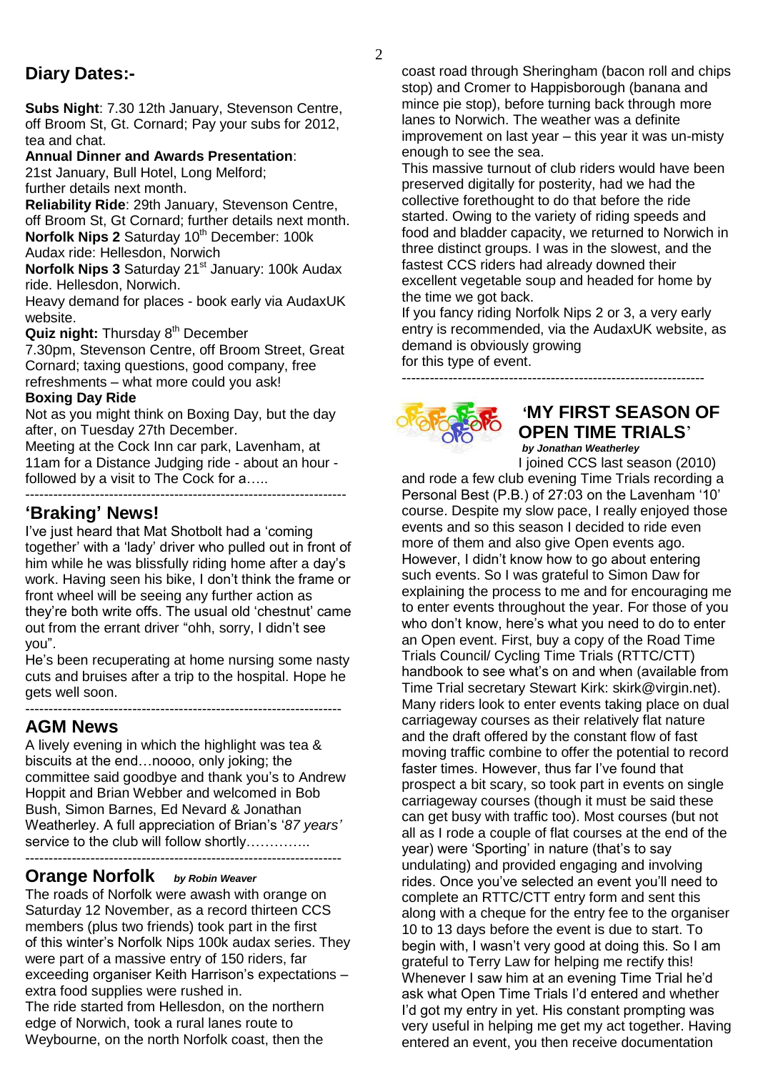## Diary Dates:-

**Subs Night**: 7.30 12th January, Stevenson Centre, off Broom St, Gt. Cornard; Pay your subs for 2012, tea and chat.

**Annual Dinner and Awards Presentation**: 21st January, Bull Hotel, Long Melford; further details next month.

**Reliability Ride**: 29th January, Stevenson Centre, off Broom St, Gt Cornard; further details next month.

**Norfolk Nips 2** Saturday 10th December: 100k Audax ride: Hellesdon, Norwich

**Norfolk Nips 3** Saturday 21st January: 100k Audax ride. Hellesdon, Norwich.

Heavy demand for places - book early via AudaxUK website.

**Quiz night:** Thursday 8th December

7.30pm, Stevenson Centre, off Broom Street, Great Cornard; taxing questions, good company, free refreshments – what more could you ask!

**Boxing Day Ride**

Not as you might think on Boxing Day, but the day after, on Tuesday 27th December.

Meeting at the Cock Inn car park, Lavenham, at 11am for a Distance Judging ride - about an hour - followed by a visit to The Cock for a…..

---

## 'Braking' News!

I've just heard that Mat Shotbolt had a 'coming together' with a 'lady' driver who pulled out in front of him while he was blissfully riding home after a day's work. Having seen his bike, I don't think the frame or front wheel will be seeing any further action as they're both write offs. The usual old 'chestnut' came out from the errant driver "ohh, sorry, I didn't see you".

He's been recuperating at home nursing some nasty cuts and bruises after a trip to the hospital. Hope he gets well soon.

---

## AGM News

A lively evening in which the highlight was tea & biscuits at the end…noooo, only joking; the committee said goodbye and thank you's to Andrew Hoppit and Brian Webber and welcomed in Bob Bush, Simon Barnes, Ed Nevard & Jonathan Weatherley. A full appreciation of Brian's '*87 years'* service to the club will follow shortly…………..

---

## Orange Norfolk *by Robin Weaver*

The roads of Norfolk were awash with orange on Saturday 12 November, as a record thirteen CCS members (plus two friends) took part in the first of this winter's Norfolk Nips 100k audax series. They were part of a massive entry of 150 riders, far exceeding organiser Keith Harrison's expectations – extra food supplies were rushed in.

The ride started from Hellesdon, on the northern edge of Norwich, took a rural lanes route to Weybourne, on the north Norfolk coast, then the coast road through Sheringham (bacon roll and chips stop) and Cromer to Happisborough (banana and mince pie stop), before turning back through more lanes to Norwich. The weather was a definite improvement on last year – this year it was un-misty enough to see the sea.

This massive turnout of club riders would have been preserved digitally for posterity, had we had the collective forethought to do that before the ride started. Owing to the variety of riding speeds and food and bladder capacity, we returned to Norwich in three distinct groups. I was in the slowest, and the fastest CCS riders had already downed their excellent vegetable soup and headed for home by the time we got back.

If you fancy riding Norfolk Nips 2 or 3, a very early entry is recommended, via the AudaxUK website, as demand is obviously growing for this type of event.

---

## 'MY FIRST SEASON OF OPEN TIME TRIALS'

***by Jonathan Weatherley***

I joined CCS last season (2010) and rode a few club evening Time Trials recording a Personal Best (P.B.) of 27:03 on the Lavenham '10' course. Despite my slow pace, I really enjoyed those events and so this season I decided to ride even more of them and also give Open events ago. However, I didn't know how to go about entering such events. So I was grateful to Simon Daw for explaining the process to me and for encouraging me to enter events throughout the year. For those of you who don't know, here's what you need to do to enter an Open event. First, buy a copy of the Road Time Trials Council/ Cycling Time Trials (RTTC/CTT) handbook to see what's on and when (available from Time Trial secretary Stewart Kirk: skirk@virgin.net). Many riders look to enter events taking place on dual carriageway courses as their relatively flat nature and the draft offered by the constant flow of fast moving traffic combine to offer the potential to record faster times. However, thus far I've found that prospect a bit scary, so took part in events on single carriageway courses (though it must be said these can get busy with traffic too). Most courses (but not all as I rode a couple of flat courses at the end of the year) were 'Sporting' in nature (that's to say undulating) and provided engaging and involving rides. Once you've selected an event you'll need to complete an RTTC/CTT entry form and sent this along with a cheque for the entry fee to the organiser 10 to 13 days before the event is due to start. To begin with, I wasn't very good at doing this. So I am grateful to Terry Law for helping me rectify this! Whenever I saw him at an evening Time Trial he'd ask what Open Time Trials I'd entered and whether I'd got my entry in yet. His constant prompting was very useful in helping me get my act together. Having entered an event, you then receive documentation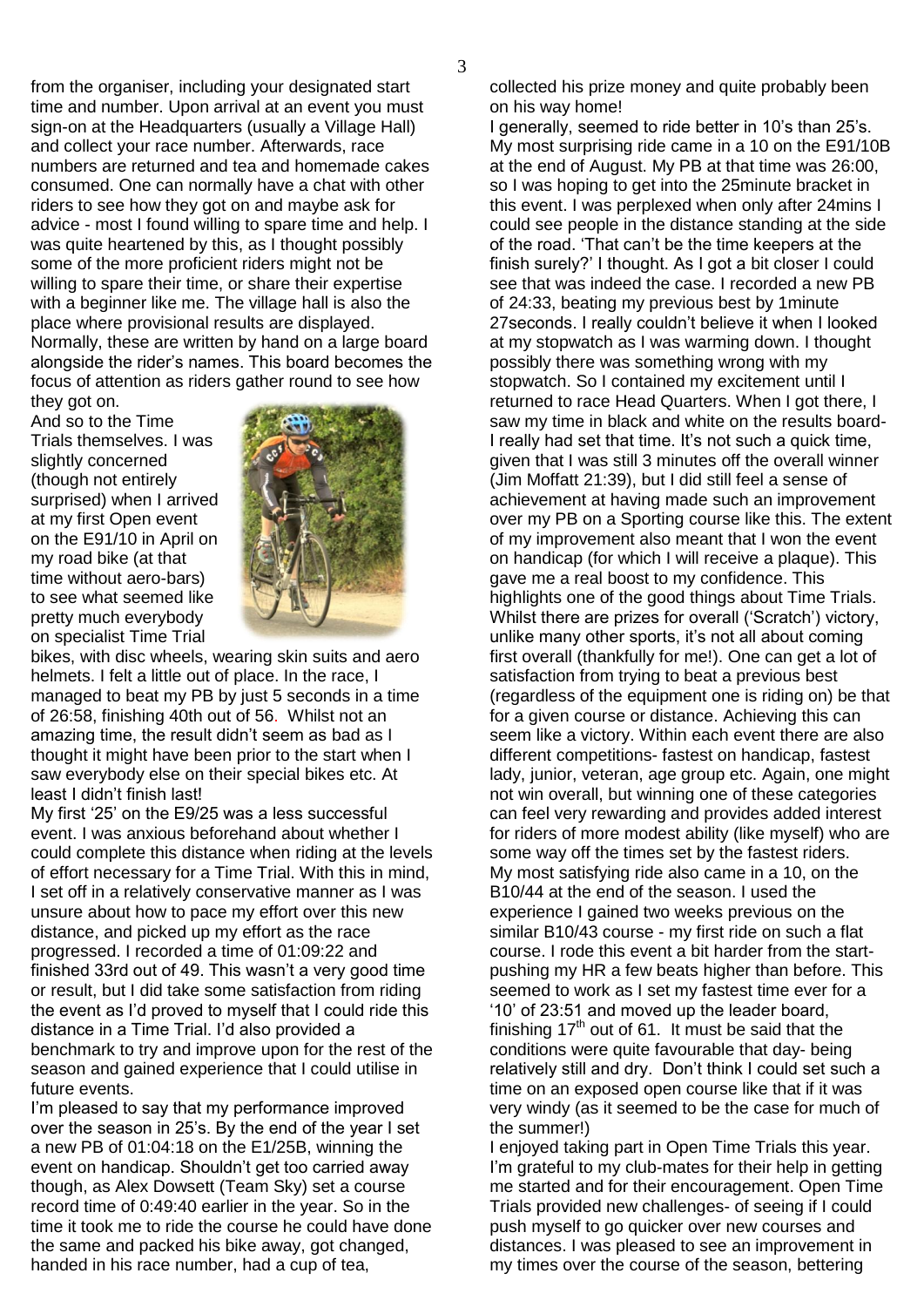from the organiser, including your designated start time and number. Upon arrival at an event you must sign-on at the Headquarters (usually a Village Hall) and collect your race number. Afterwards, race numbers are returned and tea and homemade cakes consumed. One can normally have a chat with other riders to see how they got on and maybe ask for advice - most I found willing to spare time and help. I was quite heartened by this, as I thought possibly some of the more proficient riders might not be willing to spare their time, or share their expertise with a beginner like me. The village hall is also the place where provisional results are displayed. Normally, these are written by hand on a large board alongside the rider's names. This board becomes the focus of attention as riders gather round to see how they got on.

And so to the Time Trials themselves. I was slightly concerned (though not entirely surprised) when I arrived at my first Open event on the E91/10 in April on my road bike (at that time without aero-bars) to see what seemed like pretty much everybody on specialist Time Trial bikes, with disc wheels, wearing skin suits and aero helmets. I felt a little out of place. In the race, I managed to beat my PB by just 5 seconds in a time of 26:58, finishing 40th out of 56. Whilst not an amazing time, the result didn't seem as bad as I thought it might have been prior to the start when I saw everybody else on their special bikes etc. At least I didn't finish last!

My first '25' on the E9/25 was a less successful event. I was anxious beforehand about whether I could complete this distance when riding at the levels of effort necessary for a Time Trial. With this in mind, I set off in a relatively conservative manner as I was unsure about how to pace my effort over this new distance, and picked up my effort as the race progressed. I recorded a time of 01:09:22 and finished 33rd out of 49. This wasn't a very good time or result, but I did take some satisfaction from riding the event as I'd proved to myself that I could ride this distance in a Time Trial. I'd also provided a benchmark to try and improve upon for the rest of the season and gained experience that I could utilise in future events.

I'm pleased to say that my performance improved over the season in 25's. By the end of the year I set a new PB of 01:04:18 on the E1/25B, winning the event on handicap. Shouldn't get too carried away though, as Alex Dowsett (Team Sky) set a course record time of 0:49:40 earlier in the year. So in the time it took me to ride the course he could have done the same and packed his bike away, got changed, handed in his race number, had a cup of tea, collected his prize money and quite probably been on his way home!

I generally, seemed to ride better in 10's than 25's. My most surprising ride came in a 10 on the E91/10B at the end of August. My PB at that time was 26:00, so I was hoping to get into the 25minute bracket in this event. I was perplexed when only after 24mins I could see people in the distance standing at the side of the road. 'That can't be the time keepers at the finish surely?' I thought. As I got a bit closer I could see that was indeed the case. I recorded a new PB of 24:33, beating my previous best by 1minute 27seconds. I really couldn't believe it when I looked at my stopwatch as I was warming down. I thought possibly there was something wrong with my stopwatch. So I contained my excitement until I returned to race Head Quarters. When I got there, I saw my time in black and white on the results board- I really had set that time. It's not such a quick time, given that I was still 3 minutes off the overall winner (Jim Moffatt 21:39), but I did still feel a sense of achievement at having made such an improvement over my PB on a Sporting course like this. The extent of my improvement also meant that I won the event on handicap (for which I will receive a plaque). This gave me a real boost to my confidence. This highlights one of the good things about Time Trials. Whilst there are prizes for overall ('Scratch') victory, unlike many other sports, it's not all about coming first overall (thankfully for me!). One can get a lot of satisfaction from trying to beat a previous best (regardless of the equipment one is riding on) be that for a given course or distance. Achieving this can seem like a victory. Within each event there are also different competitions- fastest on handicap, fastest lady, junior, veteran, age group etc. Again, one might not win overall, but winning one of these categories can feel very rewarding and provides added interest for riders of more modest ability (like myself) who are some way off the times set by the fastest riders.

My most satisfying ride also came in a 10, on the B10/44 at the end of the season. I used the experience I gained two weeks previous on the similar B10/43 course - my first ride on such a flat course. I rode this event a bit harder from the start- pushing my HR a few beats higher than before. This seemed to work as I set my fastest time ever for a '10' of 23:51 and moved up the leader board, finishing 17th out of 61. It must be said that the conditions were quite favourable that day- being relatively still and dry. Don't think I could set such a time on an exposed open course like that if it was very windy (as it seemed to be the case for much of the summer!)

I enjoyed taking part in Open Time Trials this year. I'm grateful to my club-mates for their help in getting me started and for their encouragement. Open Time Trials provided new challenges- of seeing if I could push myself to go quicker over new courses and distances. I was pleased to see an improvement in my times over the course of the season, bettering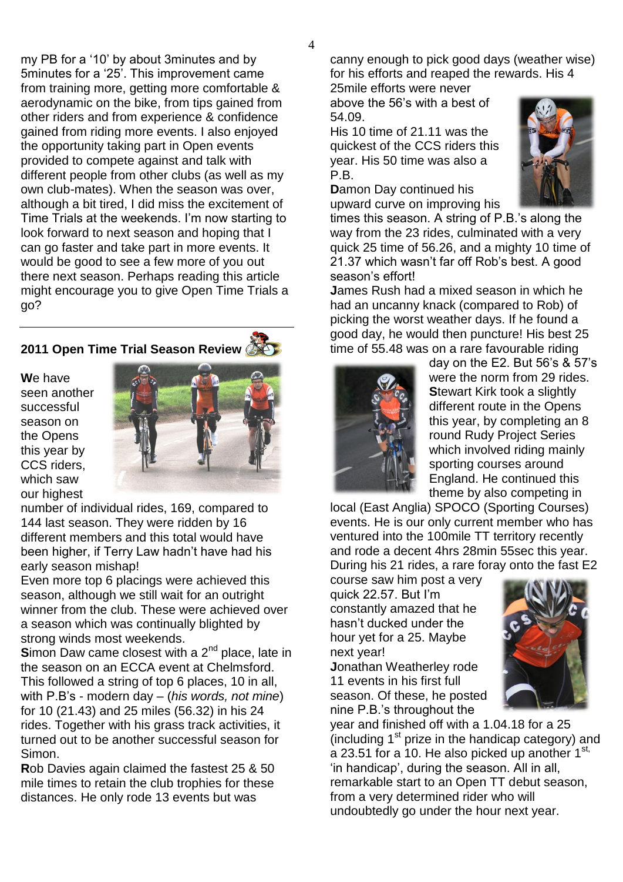my PB for a '10' by about 3minutes and by 5minutes for a '25'. This improvement came from training more, getting more comfortable & aerodynamic on the bike, from tips gained from other riders and from experience & confidence gained from riding more events. I also enjoyed the opportunity taking part in Open events provided to compete against and talk with different people from other clubs (as well as my own club-mates). When the season was over, although a bit tired, I did miss the excitement of Time Trials at the weekends. I'm now starting to look forward to next season and hoping that I can go faster and take part in more events. It would be good to see a few more of you out there next season. Perhaps reading this article might encourage you to give Open Time Trials a go?

---

## 2011 Open Time Trial Season Review

**W**e have seen another successful season on the Opens this year by CCS riders, which saw our highest number of individual rides, 169, compared to 144 last season. They were ridden by 16 different members and this total would have been higher, if Terry Law hadn't have had his early season mishap!

Even more top 6 placings were achieved this season, although we still wait for an outright winner from the club. These were achieved over a season which was continually blighted by strong winds most weekends.

**S**imon Daw came closest with a 2nd place, late in the season on an ECCA event at Chelmsford. This followed a string of top 6 places, 10 in all, with P.B's - modern day – (*his words, not mine*) for 10 (21.43) and 25 miles (56.32) in his 24 rides. Together with his grass track activities, it turned out to be another successful season for Simon.

**R**ob Davies again claimed the fastest 25 & 50 mile times to retain the club trophies for these distances. He only rode 13 events but was canny enough to pick good days (weather wise) for his efforts and reaped the rewards. His 4 25mile efforts were never above the 56's with a best of 54.09.

His 10 time of 21.11 was the quickest of the CCS riders this year. His 50 time was also a P.B.

**D**amon Day continued his upward curve on improving his times this season. A string of P.B.'s along the way from the 23 rides, culminated with a very quick 25 time of 56.26, and a mighty 10 time of 21.37 which wasn't far off Rob's best. A good season's effort!

**J**ames Rush had a mixed season in which he had an uncanny knack (compared to Rob) of picking the worst weather days. If he found a good day, he would then puncture! His best 25 time of 55.48 was on a rare favourable riding day on the E2. But 56's & 57's were the norm from 29 rides.

**S**tewart Kirk took a slightly different route in the Opens this year, by completing an 8 round Rudy Project Series which involved riding mainly sporting courses around England. He continued this theme by also competing in local (East Anglia) SPOCO (Sporting Courses) events. He is our only current member who has ventured into the 100mile TT territory recently and rode a decent 4hrs 28min 55sec this year. During his 21 rides, a rare foray onto the fast E2 course saw him post a very quick 22.57. But I'm constantly amazed that he hasn't ducked under the hour yet for a 25. Maybe next year!

**J**onathan Weatherley rode 11 events in his first full season. Of these, he posted nine P.B.'s throughout the year and finished off with a 1.04.18 for a 25 (including 1st prize in the handicap category) and a 23.51 for a 10. He also picked up another 1st, 'in handicap', during the season. All in all, remarkable start to an Open TT debut season, from a very determined rider who will undoubtedly go under the hour next year.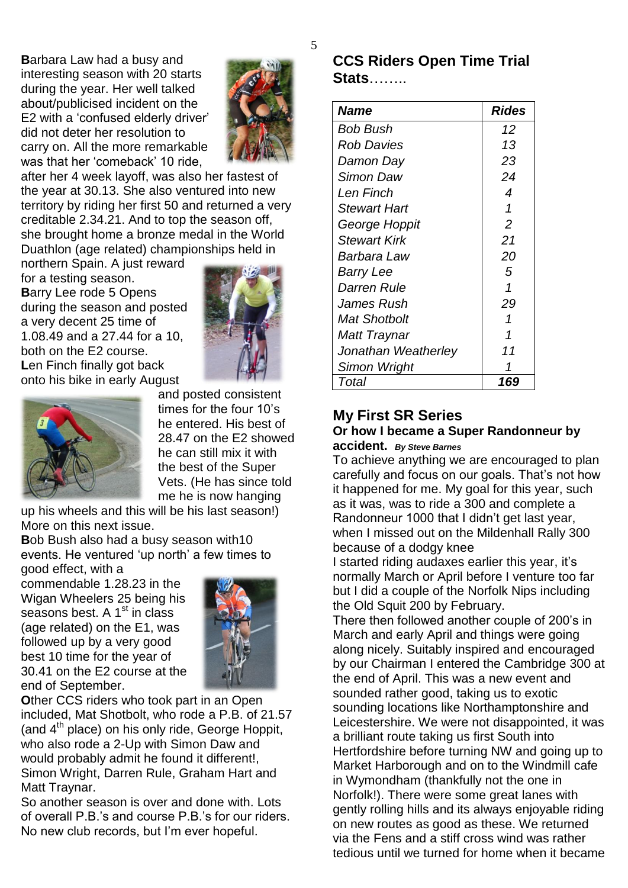**B**arbara Law had a busy and interesting season with 20 starts during the year. Her well talked about/publicised incident on the E2 with a 'confused elderly driver' did not deter her resolution to carry on. All the more remarkable was that her 'comeback' 10 ride, after her 4 week layoff, was also her fastest of the year at 30.13. She also ventured into new territory by riding her first 50 and returned a very creditable 2.34.21. And to top the season off, she brought home a bronze medal in the World Duathlon (age related) championships held in northern Spain. A just reward for a testing season.

**B**arry Lee rode 5 Opens during the season and posted a very decent 25 time of 1.08.49 and a 27.44 for a 10, both on the E2 course.

**L**en Finch finally got back onto his bike in early August and posted consistent times for the four 10's he entered. His best of 28.47 on the E2 showed he can still mix it with the best of the Super Vets. (He has since told me he is now hanging up his wheels and this will be his last season!) More on this next issue.

**B**ob Bush also had a busy season with10 events. He ventured 'up north' a few times to good effect, with a commendable 1.28.23 in the Wigan Wheelers 25 being his seasons best. A 1st in class (age related) on the E1, was followed up by a very good best 10 time for the year of 30.41 on the E2 course at the end of September.

**O**ther CCS riders who took part in an Open included, Mat Shotbolt, who rode a P.B. of 21.57 (and 4th place) on his only ride, George Hoppit, who also rode a 2-Up with Simon Daw and would probably admit he found it different!, Simon Wright, Darren Rule, Graham Hart and Matt Traynar.

So another season is over and done with. Lots of overall P.B.'s and course P.B.'s for our riders. No new club records, but I'm ever hopeful.

## CCS Riders Open Time Trial Stats……..

| *Name* | *Rides* |
|---|---|
| *Bob Bush* | *12* |
| *Rob Davies* | *13* |
| *Damon Day* | *23* |
| *Simon Daw* | *24* |
| *Len Finch* | *4* |
| *Stewart Hart* | *1* |
| *George Hoppit* | *2* |
| *Stewart Kirk* | *21* |
| *Barbara Law* | *20* |
| *Barry Lee* | *5* |
| *Darren Rule* | *1* |
| *James Rush* | *29* |
| *Mat Shotbolt* | *1* |
| *Matt Traynar* | *1* |
| *Jonathan Weatherley* | *11* |
| *Simon Wright* | *1* |
| *Total* | ***169*** |

## My First SR Series

### Or how I became a Super Randonneur by accident. *By Steve Barnes*

To achieve anything we are encouraged to plan carefully and focus on our goals. That's not how it happened for me. My goal for this year, such as it was, was to ride a 300 and complete a Randonneur 1000 that I didn't get last year, when I missed out on the Mildenhall Rally 300 because of a dodgy knee

I started riding audaxes earlier this year, it's normally March or April before I venture too far but I did a couple of the Norfolk Nips including the Old Squit 200 by February.

There then followed another couple of 200's in March and early April and things were going along nicely. Suitably inspired and encouraged by our Chairman I entered the Cambridge 300 at the end of April. This was a new event and sounded rather good, taking us to exotic sounding locations like Northamptonshire and Leicestershire. We were not disappointed, it was a brilliant route taking us first South into Hertfordshire before turning NW and going up to Market Harborough and on to the Windmill cafe in Wymondham (thankfully not the one in Norfolk!). There were some great lanes with gently rolling hills and its always enjoyable riding on new routes as good as these. We returned via the Fens and a stiff cross wind was rather tedious until we turned for home when it became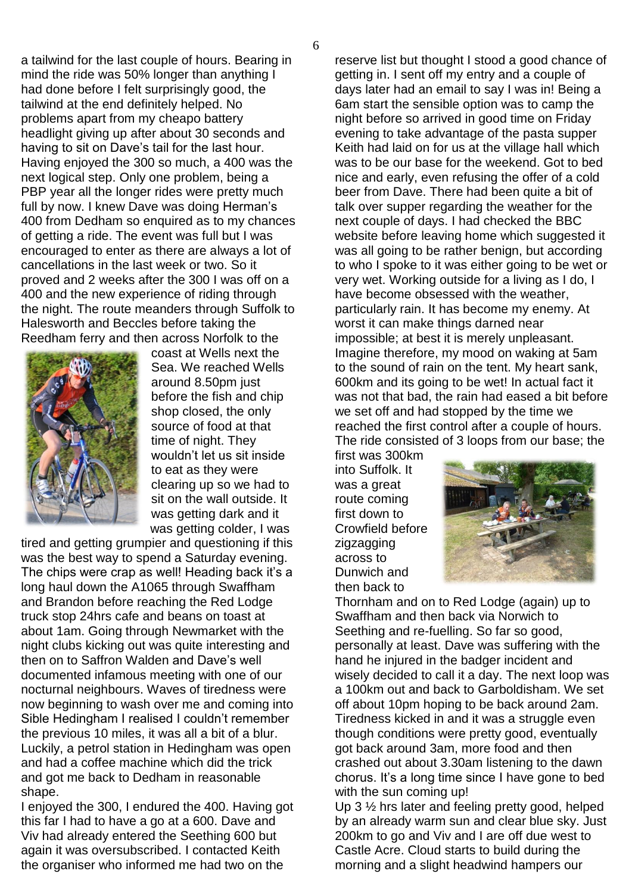a tailwind for the last couple of hours. Bearing in mind the ride was 50% longer than anything I had done before I felt surprisingly good, the tailwind at the end definitely helped. No problems apart from my cheapo battery headlight giving up after about 30 seconds and having to sit on Dave's tail for the last hour. Having enjoyed the 300 so much, a 400 was the next logical step. Only one problem, being a PBP year all the longer rides were pretty much full by now. I knew Dave was doing Herman's 400 from Dedham so enquired as to my chances of getting a ride. The event was full but I was encouraged to enter as there are always a lot of cancellations in the last week or two. So it proved and 2 weeks after the 300 I was off on a 400 and the new experience of riding through the night. The route meanders through Suffolk to Halesworth and Beccles before taking the Reedham ferry and then across Norfolk to the coast at Wells next the Sea. We reached Wells around 8.50pm just before the fish and chip shop closed, the only source of food at that time of night. They wouldn't let us sit inside to eat as they were clearing up so we had to sit on the wall outside. It was getting dark and it was getting colder, I was tired and getting grumpier and questioning if this was the best way to spend a Saturday evening. The chips were crap as well! Heading back it's a long haul down the A1065 through Swaffham and Brandon before reaching the Red Lodge truck stop 24hrs cafe and beans on toast at about 1am. Going through Newmarket with the night clubs kicking out was quite interesting and then on to Saffron Walden and Dave's well documented infamous meeting with one of our nocturnal neighbours. Waves of tiredness were now beginning to wash over me and coming into Sible Hedingham I realised I couldn't remember the previous 10 miles, it was all a bit of a blur. Luckily, a petrol station in Hedingham was open and had a coffee machine which did the trick and got me back to Dedham in reasonable shape.

I enjoyed the 300, I endured the 400. Having got this far I had to have a go at a 600. Dave and Viv had already entered the Seething 600 but again it was oversubscribed. I contacted Keith the organiser who informed me had two on the reserve list but thought I stood a good chance of getting in. I sent off my entry and a couple of days later had an email to say I was in! Being a 6am start the sensible option was to camp the night before so arrived in good time on Friday evening to take advantage of the pasta supper Keith had laid on for us at the village hall which was to be our base for the weekend. Got to bed nice and early, even refusing the offer of a cold beer from Dave. There had been quite a bit of talk over supper regarding the weather for the next couple of days. I had checked the BBC website before leaving home which suggested it was all going to be rather benign, but according to who I spoke to it was either going to be wet or very wet. Working outside for a living as I do, I have become obsessed with the weather, particularly rain. It has become my enemy. At worst it can make things darned near impossible; at best it is merely unpleasant. Imagine therefore, my mood on waking at 5am to the sound of rain on the tent. My heart sank, 600km and its going to be wet! In actual fact it was not that bad, the rain had eased a bit before we set off and had stopped by the time we reached the first control after a couple of hours. The ride consisted of 3 loops from our base; the first was 300km into Suffolk. It was a great route coming first down to Crowfield before zigzagging across to Dunwich and then back to Thornham and on to Red Lodge (again) up to Swaffham and then back via Norwich to Seething and re-fuelling. So far so good, personally at least. Dave was suffering with the hand he injured in the badger incident and wisely decided to call it a day. The next loop was a 100km out and back to Garboldisham. We set off about 10pm hoping to be back around 2am. Tiredness kicked in and it was a struggle even though conditions were pretty good, eventually got back around 3am, more food and then crashed out about 3.30am listening to the dawn chorus. It's a long time since I have gone to bed with the sun coming up!

Up 3 ½ hrs later and feeling pretty good, helped by an already warm sun and clear blue sky. Just 200km to go and Viv and I are off due west to Castle Acre. Cloud starts to build during the morning and a slight headwind hampers our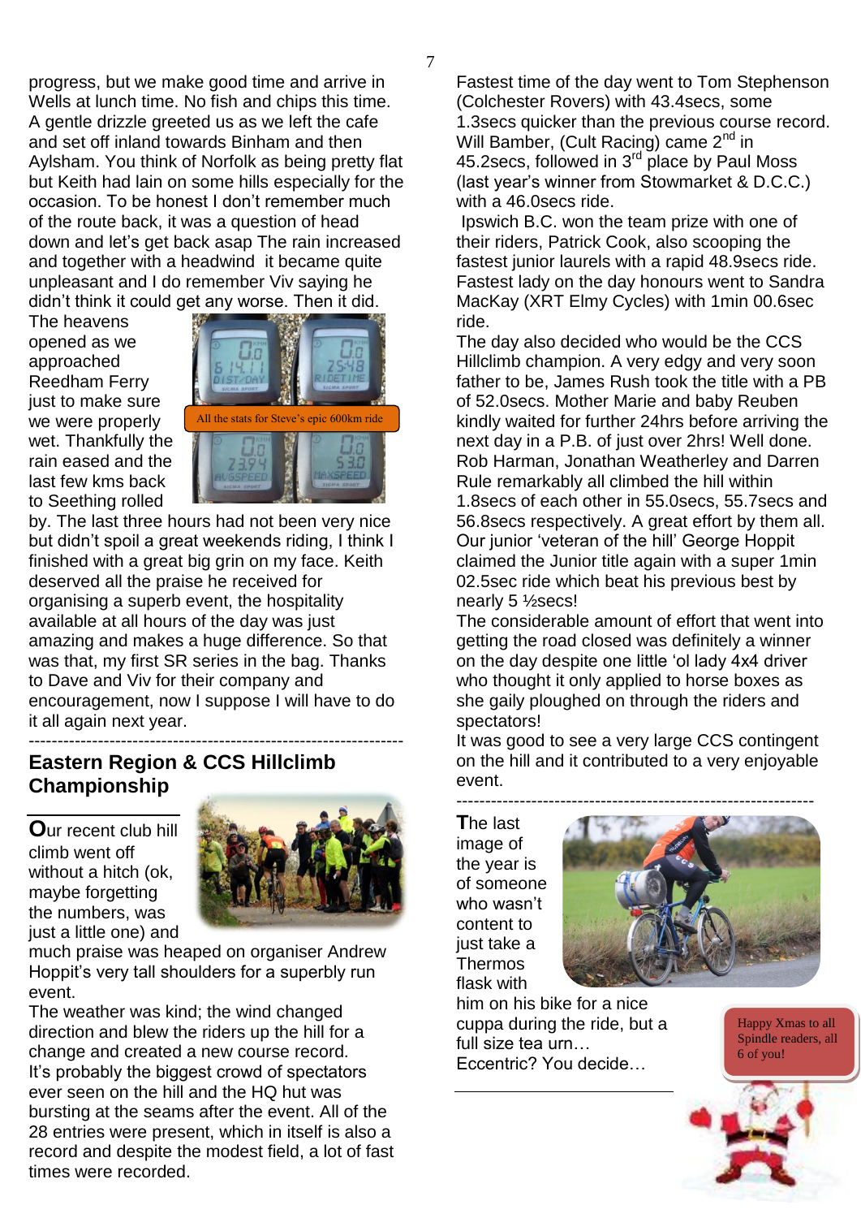progress, but we make good time and arrive in Wells at lunch time. No fish and chips this time. A gentle drizzle greeted us as we left the cafe and set off inland towards Binham and then Aylsham. You think of Norfolk as being pretty flat but Keith had lain on some hills especially for the occasion. To be honest I don't remember much of the route back, it was a question of head down and let's get back asap The rain increased and together with a headwind it became quite unpleasant and I do remember Viv saying he didn't think it could get any worse. Then it did. The heavens opened as we approached Reedham Ferry just to make sure we were properly wet. Thankfully the rain eased and the last few kms back to Seething rolled by. The last three hours had not been very nice but didn't spoil a great weekends riding, I think I finished with a great big grin on my face. Keith deserved all the praise he received for organising a superb event, the hospitality available at all hours of the day was just amazing and makes a huge difference. So that was that, my first SR series in the bag. Thanks to Dave and Viv for their company and encouragement, now I suppose I will have to do it all again next year.

All the stats for Steve's epic 600km ride

---

## Eastern Region & CCS Hillclimb Championship

**O**ur recent club hill climb went off without a hitch (ok, maybe forgetting the numbers, was just a little one) and much praise was heaped on organiser Andrew Hoppit's very tall shoulders for a superbly run event.

The weather was kind; the wind changed direction and blew the riders up the hill for a change and created a new course record.

It's probably the biggest crowd of spectators ever seen on the hill and the HQ hut was bursting at the seams after the event. All of the 28 entries were present, which in itself is also a record and despite the modest field, a lot of fast times were recorded.

Fastest time of the day went to Tom Stephenson (Colchester Rovers) with 43.4secs, some 1.3secs quicker than the previous course record. Will Bamber, (Cult Racing) came 2nd in 45.2secs, followed in 3rd place by Paul Moss (last year's winner from Stowmarket & D.C.C.) with a 46.0secs ride.

Ipswich B.C. won the team prize with one of their riders, Patrick Cook, also scooping the fastest junior laurels with a rapid 48.9secs ride. Fastest lady on the day honours went to Sandra MacKay (XRT Elmy Cycles) with 1min 00.6sec ride.

The day also decided who would be the CCS Hillclimb champion. A very edgy and very soon father to be, James Rush took the title with a PB of 52.0secs. Mother Marie and baby Reuben kindly waited for further 24hrs before arriving the next day in a P.B. of just over 2hrs! Well done. Rob Harman, Jonathan Weatherley and Darren Rule remarkably all climbed the hill within 1.8secs of each other in 55.0secs, 55.7secs and 56.8secs respectively. A great effort by them all. Our junior 'veteran of the hill' George Hoppit claimed the Junior title again with a super 1min 02.5sec ride which beat his previous best by nearly 5 ½secs!

The considerable amount of effort that went into getting the road closed was definitely a winner on the day despite one little 'ol lady 4x4 driver who thought it only applied to horse boxes as she gaily ploughed on through the riders and spectators!

It was good to see a very large CCS contingent on the hill and it contributed to a very enjoyable event.

---

**T**he last image of the year is of someone who wasn't content to just take a Thermos flask with him on his bike for a nice cuppa during the ride, but a full size tea urn… Eccentric? You decide…

Happy Xmas to all Spindle readers, all 6 of you!